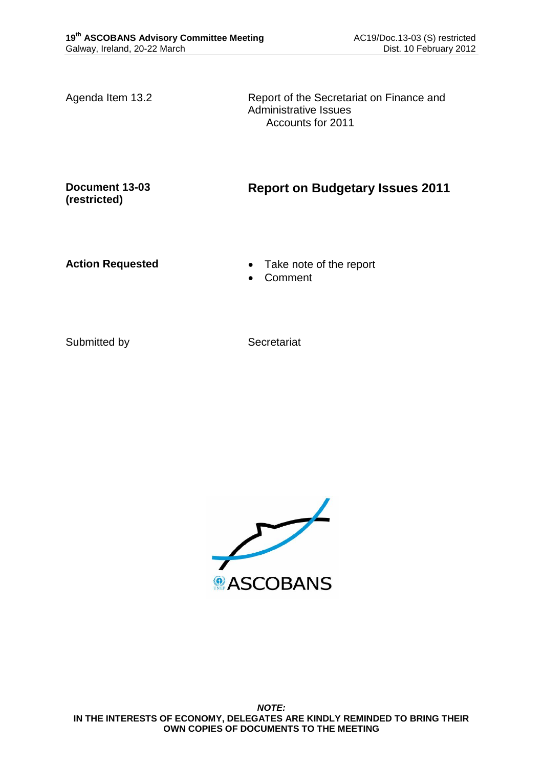| | |
|---|---|
| Agenda Item 13.2 | Report of the Secretariat on Finance and Administrative Issues<br>Accounts for 2011 |
| **Document 13-03 (restricted)** | **Report on Budgetary Issues 2011** |
| **Action Requested** | • Take note of the report<br>• Comment |
| Submitted by | Secretariat |

ASCOBANS

***NOTE:***
**IN THE INTERESTS OF ECONOMY, DELEGATES ARE KINDLY REMINDED TO BRING THEIR OWN COPIES OF DOCUMENTS TO THE MEETING**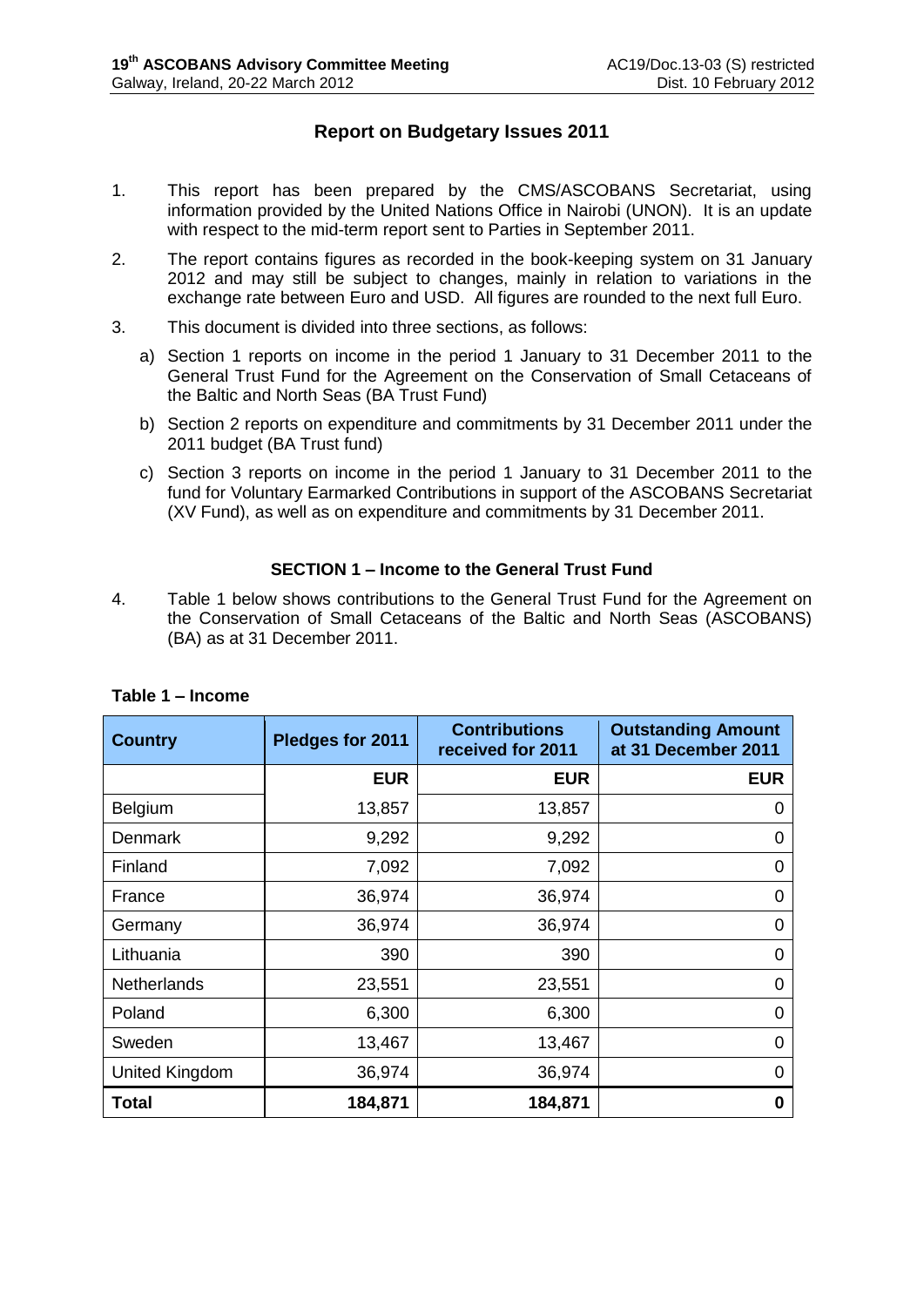# Report on Budgetary Issues 2011

1. This report has been prepared by the CMS/ASCOBANS Secretariat, using information provided by the United Nations Office in Nairobi (UNON). It is an update with respect to the mid-term report sent to Parties in September 2011.

2. The report contains figures as recorded in the book-keeping system on 31 January 2012 and may still be subject to changes, mainly in relation to variations in the exchange rate between Euro and USD. All figures are rounded to the next full Euro.

3. This document is divided into three sections, as follows:

   a) Section 1 reports on income in the period 1 January to 31 December 2011 to the General Trust Fund for the Agreement on the Conservation of Small Cetaceans of the Baltic and North Seas (BA Trust Fund)

   b) Section 2 reports on expenditure and commitments by 31 December 2011 under the 2011 budget (BA Trust fund)

   c) Section 3 reports on income in the period 1 January to 31 December 2011 to the fund for Voluntary Earmarked Contributions in support of the ASCOBANS Secretariat (XV Fund), as well as on expenditure and commitments by 31 December 2011.

## SECTION 1 – Income to the General Trust Fund

4. Table 1 below shows contributions to the General Trust Fund for the Agreement on the Conservation of Small Cetaceans of the Baltic and North Seas (ASCOBANS) (BA) as at 31 December 2011.

**Table 1 – Income**

| Country | Pledges for 2011 | Contributions received for 2011 | Outstanding Amount at 31 December 2011 |
|---|---|---|---|
| | **EUR** | **EUR** | **EUR** |
| Belgium | 13,857 | 13,857 | 0 |
| Denmark | 9,292 | 9,292 | 0 |
| Finland | 7,092 | 7,092 | 0 |
| France | 36,974 | 36,974 | 0 |
| Germany | 36,974 | 36,974 | 0 |
| Lithuania | 390 | 390 | 0 |
| Netherlands | 23,551 | 23,551 | 0 |
| Poland | 6,300 | 6,300 | 0 |
| Sweden | 13,467 | 13,467 | 0 |
| United Kingdom | 36,974 | 36,974 | 0 |
| **Total** | **184,871** | **184,871** | **0** |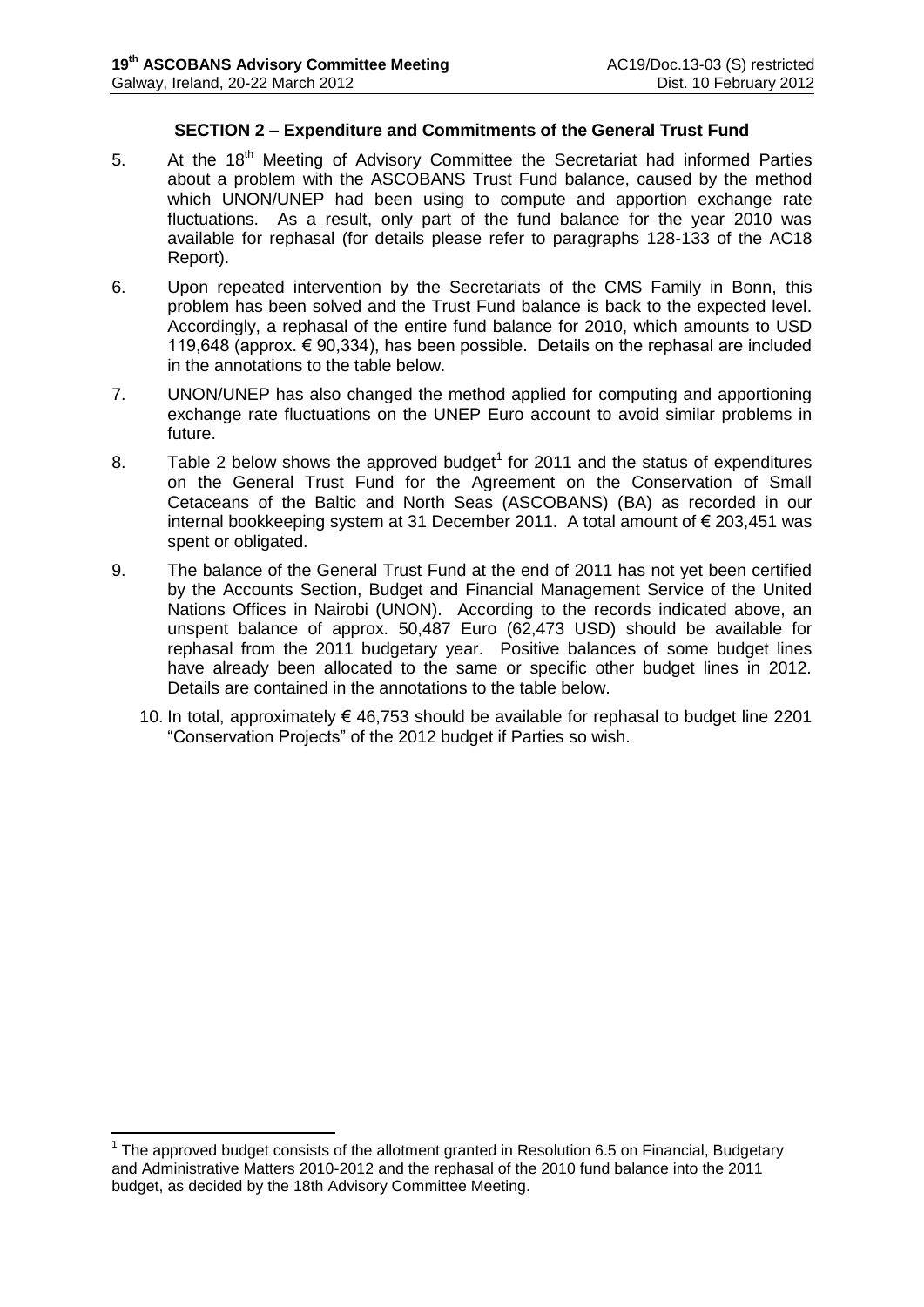### SECTION 2 – Expenditure and Commitments of the General Trust Fund

5. At the 18th Meeting of Advisory Committee the Secretariat had informed Parties about a problem with the ASCOBANS Trust Fund balance, caused by the method which UNON/UNEP had been using to compute and apportion exchange rate fluctuations. As a result, only part of the fund balance for the year 2010 was available for rephasal (for details please refer to paragraphs 128-133 of the AC18 Report).

6. Upon repeated intervention by the Secretariats of the CMS Family in Bonn, this problem has been solved and the Trust Fund balance is back to the expected level. Accordingly, a rephasal of the entire fund balance for 2010, which amounts to USD 119,648 (approx. € 90,334), has been possible. Details on the rephasal are included in the annotations to the table below.

7. UNON/UNEP has also changed the method applied for computing and apportioning exchange rate fluctuations on the UNEP Euro account to avoid similar problems in future.

8. Table 2 below shows the approved budget[1] for 2011 and the status of expenditures on the General Trust Fund for the Agreement on the Conservation of Small Cetaceans of the Baltic and North Seas (ASCOBANS) (BA) as recorded in our internal bookkeeping system at 31 December 2011. A total amount of € 203,451 was spent or obligated.

9. The balance of the General Trust Fund at the end of 2011 has not yet been certified by the Accounts Section, Budget and Financial Management Service of the United Nations Offices in Nairobi (UNON). According to the records indicated above, an unspent balance of approx. 50,487 Euro (62,473 USD) should be available for rephasal from the 2011 budgetary year. Positive balances of some budget lines have already been allocated to the same or specific other budget lines in 2012. Details are contained in the annotations to the table below.

10. In total, approximately € 46,753 should be available for rephasal to budget line 2201 "Conservation Projects" of the 2012 budget if Parties so wish.

---

[1] The approved budget consists of the allotment granted in Resolution 6.5 on Financial, Budgetary and Administrative Matters 2010-2012 and the rephasal of the 2010 fund balance into the 2011 budget, as decided by the 18th Advisory Committee Meeting.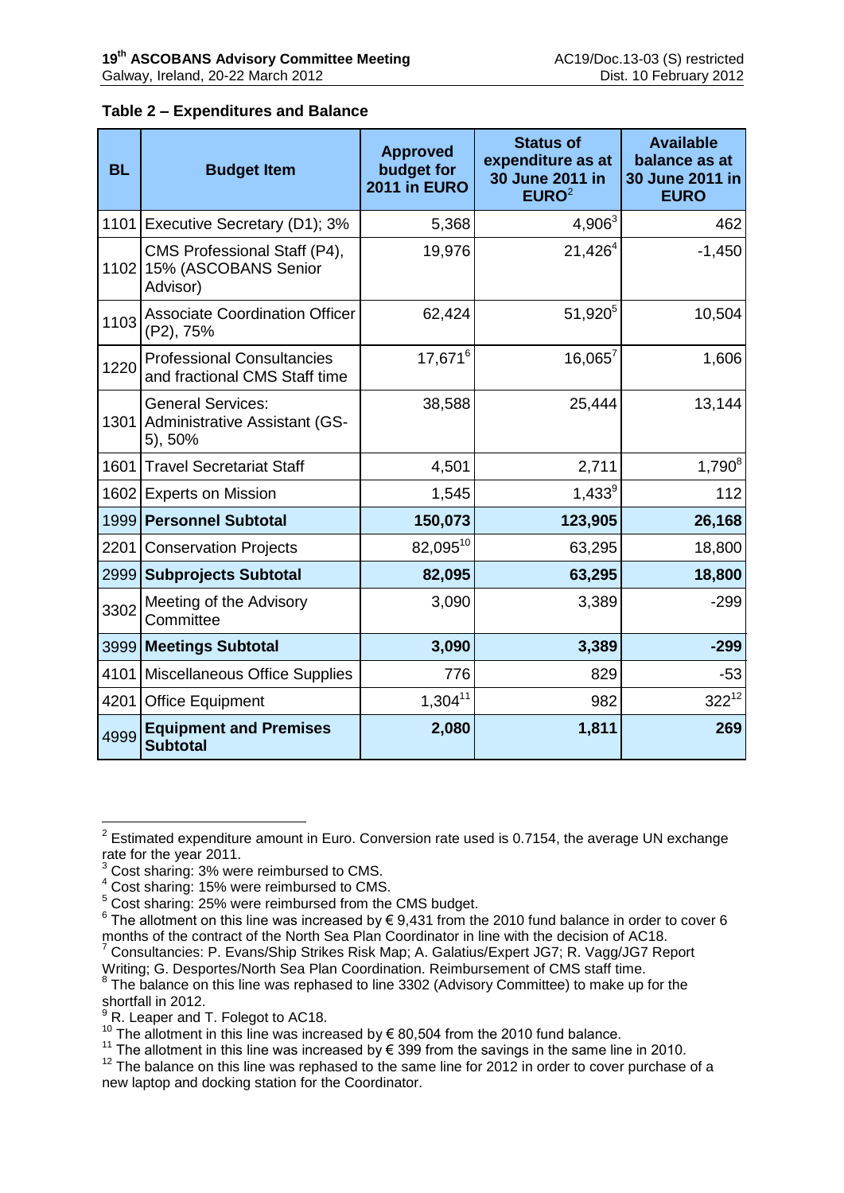**Table 2 – Expenditures and Balance**

| BL | Budget Item | Approved budget for 2011 in EURO | Status of expenditure as at 30 June 2011 in EURO[2] | Available balance as at 30 June 2011 in EURO |
|---|---|---|---|---|
| 1101 | Executive Secretary (D1); 3% | 5,368 | 4,906[3] | 462 |
| 1102 | CMS Professional Staff (P4), 15% (ASCOBANS Senior Advisor) | 19,976 | 21,426[4] | -1,450 |
| 1103 | Associate Coordination Officer (P2), 75% | 62,424 | 51,920[5] | 10,504 |
| 1220 | Professional Consultancies and fractional CMS Staff time | 17,671[6] | 16,065[7] | 1,606 |
| 1301 | General Services: Administrative Assistant (GS-5), 50% | 38,588 | 25,444 | 13,144 |
| 1601 | Travel Secretariat Staff | 4,501 | 2,711 | 1,790[8] |
| 1602 | Experts on Mission | 1,545 | 1,433[9] | 112 |
| 1999 | **Personnel Subtotal** | **150,073** | **123,905** | **26,168** |
| 2201 | Conservation Projects | 82,095[10] | 63,295 | 18,800 |
| 2999 | **Subprojects Subtotal** | **82,095** | **63,295** | **18,800** |
| 3302 | Meeting of the Advisory Committee | 3,090 | 3,389 | -299 |
| 3999 | **Meetings Subtotal** | **3,090** | **3,389** | **-299** |
| 4101 | Miscellaneous Office Supplies | 776 | 829 | -53 |
| 4201 | Office Equipment | 1,304[11] | 982 | 322[12] |
| 4999 | **Equipment and Premises Subtotal** | **2,080** | **1,811** | **269** |

[2] Estimated expenditure amount in Euro. Conversion rate used is 0.7154, the average UN exchange rate for the year 2011.

[3] Cost sharing: 3% were reimbursed to CMS.

[4] Cost sharing: 15% were reimbursed to CMS.

[5] Cost sharing: 25% were reimbursed from the CMS budget.

[6] The allotment on this line was increased by € 9,431 from the 2010 fund balance in order to cover 6 months of the contract of the North Sea Plan Coordinator in line with the decision of AC18.

[7] Consultancies: P. Evans/Ship Strikes Risk Map; A. Galatius/Expert JG7; R. Vagg/JG7 Report Writing; G. Desportes/North Sea Plan Coordination. Reimbursement of CMS staff time.

[8] The balance on this line was rephased to line 3302 (Advisory Committee) to make up for the shortfall in 2012.

[9] R. Leaper and T. Folegot to AC18.

[10] The allotment in this line was increased by € 80,504 from the 2010 fund balance.

[11] The allotment in this line was increased by € 399 from the savings in the same line in 2010.

[12] The balance on this line was rephased to the same line for 2012 in order to cover purchase of a new laptop and docking station for the Coordinator.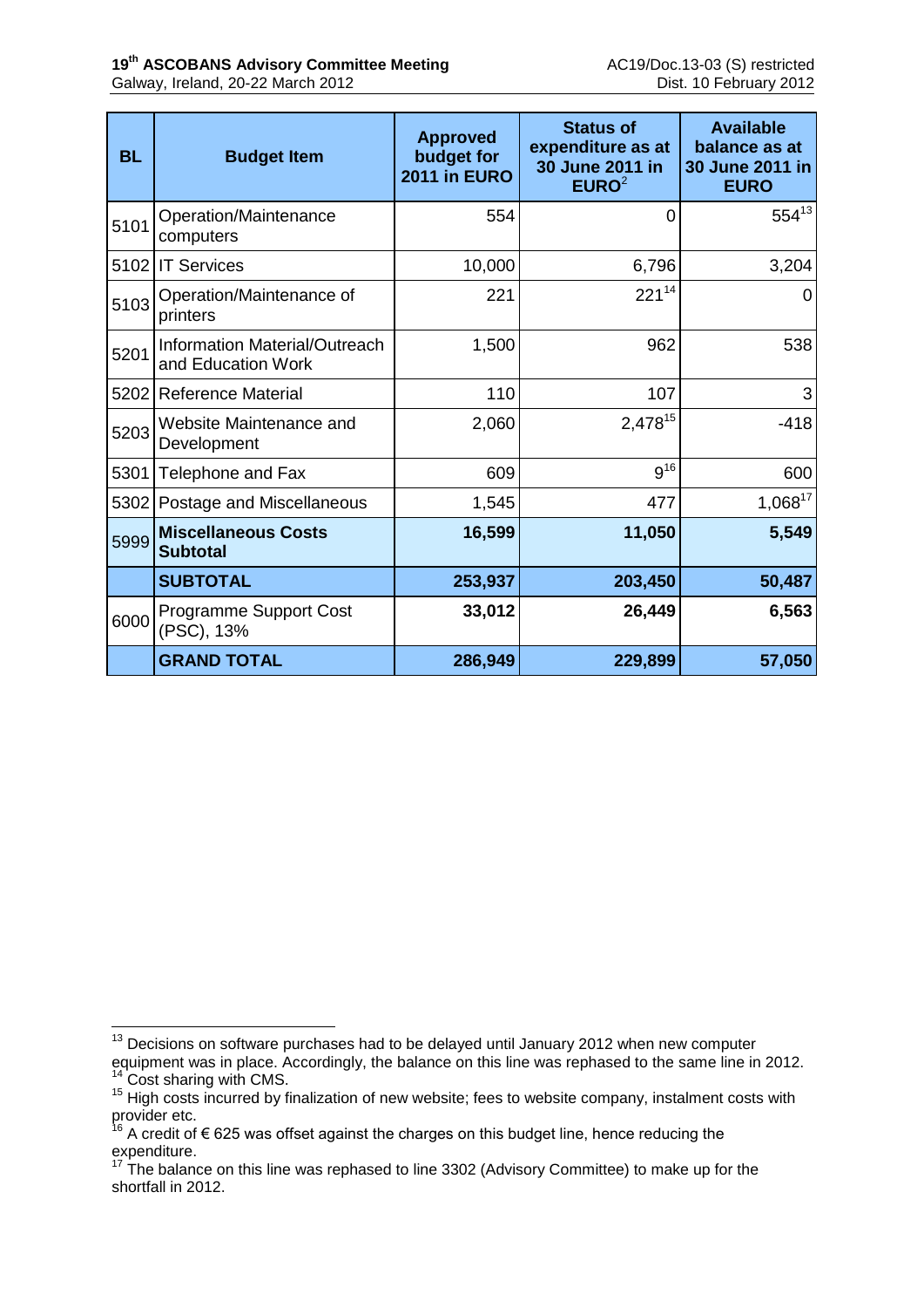| BL | Budget Item | Approved budget for 2011 in EURO | Status of expenditure as at 30 June 2011 in EURO[2] | Available balance as at 30 June 2011 in EURO |
|---|---|---|---|---|
| 5101 | Operation/Maintenance computers | 554 | 0 | 554[13] |
| 5102 | IT Services | 10,000 | 6,796 | 3,204 |
| 5103 | Operation/Maintenance of printers | 221 | 221[14] | 0 |
| 5201 | Information Material/Outreach and Education Work | 1,500 | 962 | 538 |
| 5202 | Reference Material | 110 | 107 | 3 |
| 5203 | Website Maintenance and Development | 2,060 | 2,478[15] | -418 |
| 5301 | Telephone and Fax | 609 | 9[16] | 600 |
| 5302 | Postage and Miscellaneous | 1,545 | 477 | 1,068[17] |
| 5999 | **Miscellaneous Costs Subtotal** | **16,599** | **11,050** | **5,549** |
| | **SUBTOTAL** | **253,937** | **203,450** | **50,487** |
| 6000 | Programme Support Cost (PSC), 13% | **33,012** | **26,449** | **6,563** |
| | **GRAND TOTAL** | **286,949** | **229,899** | **57,050** |

[13] Decisions on software purchases had to be delayed until January 2012 when new computer equipment was in place. Accordingly, the balance on this line was rephased to the same line in 2012.

[14] Cost sharing with CMS.

[15] High costs incurred by finalization of new website; fees to website company, instalment costs with provider etc.

[16] A credit of € 625 was offset against the charges on this budget line, hence reducing the expenditure.

[17] The balance on this line was rephased to line 3302 (Advisory Committee) to make up for the shortfall in 2012.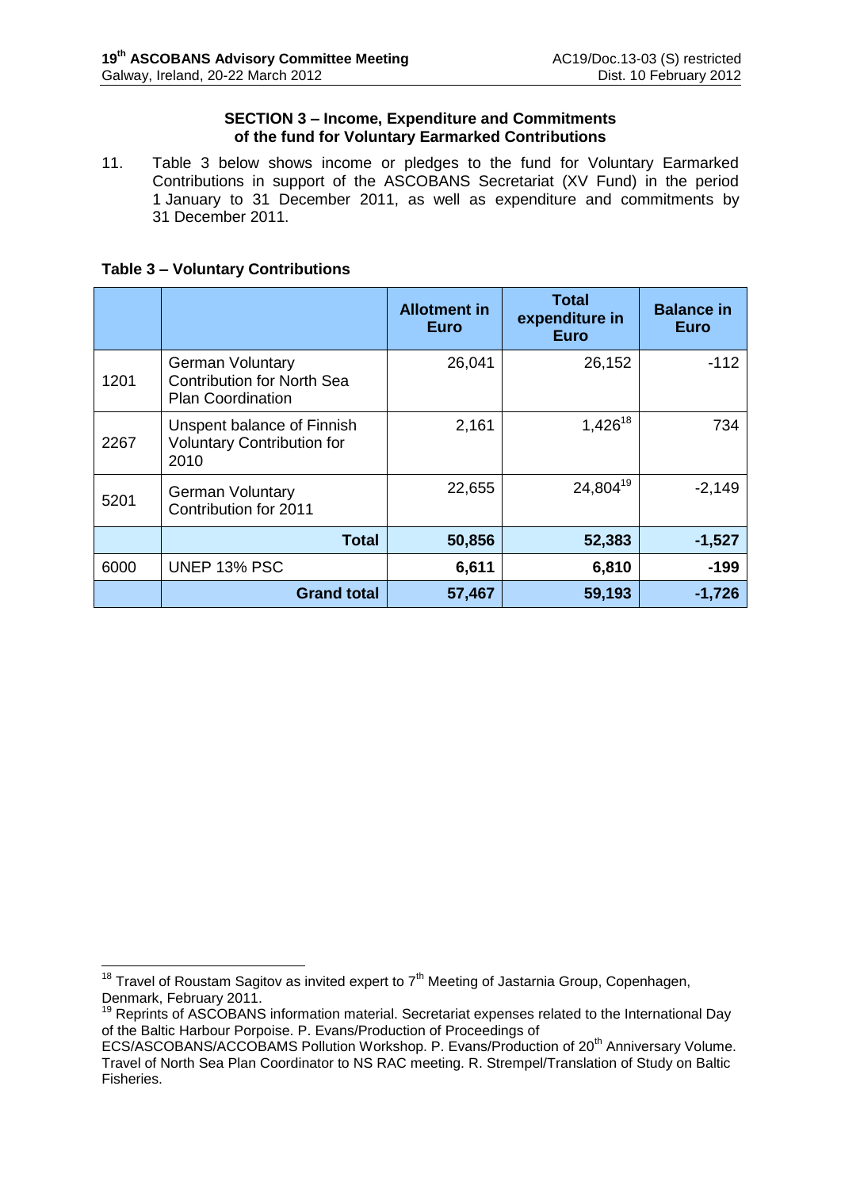**SECTION 3 – Income, Expenditure and Commitments of the fund for Voluntary Earmarked Contributions**

11. Table 3 below shows income or pledges to the fund for Voluntary Earmarked Contributions in support of the ASCOBANS Secretariat (XV Fund) in the period 1 January to 31 December 2011, as well as expenditure and commitments by 31 December 2011.

**Table 3 – Voluntary Contributions**

| | | Allotment in Euro | Total expenditure in Euro | Balance in Euro |
|---|---|---|---|---|
| 1201 | German Voluntary Contribution for North Sea Plan Coordination | 26,041 | 26,152 | -112 |
| 2267 | Unspent balance of Finnish Voluntary Contribution for 2010 | 2,161 | 1,426[18] | 734 |
| 5201 | German Voluntary Contribution for 2011 | 22,655 | 24,804[19] | -2,149 |
| | **Total** | **50,856** | **52,383** | **-1,527** |
| 6000 | UNEP 13% PSC | **6,611** | **6,810** | **-199** |
| | **Grand total** | **57,467** | **59,193** | **-1,726** |

[18] Travel of Roustam Sagitov as invited expert to 7th Meeting of Jastarnia Group, Copenhagen, Denmark, February 2011.

[19] Reprints of ASCOBANS information material. Secretariat expenses related to the International Day of the Baltic Harbour Porpoise. P. Evans/Production of Proceedings of ECS/ASCOBANS/ACCOBAMS Pollution Workshop. P. Evans/Production of 20th Anniversary Volume. Travel of North Sea Plan Coordinator to NS RAC meeting. R. Strempel/Translation of Study on Baltic Fisheries.